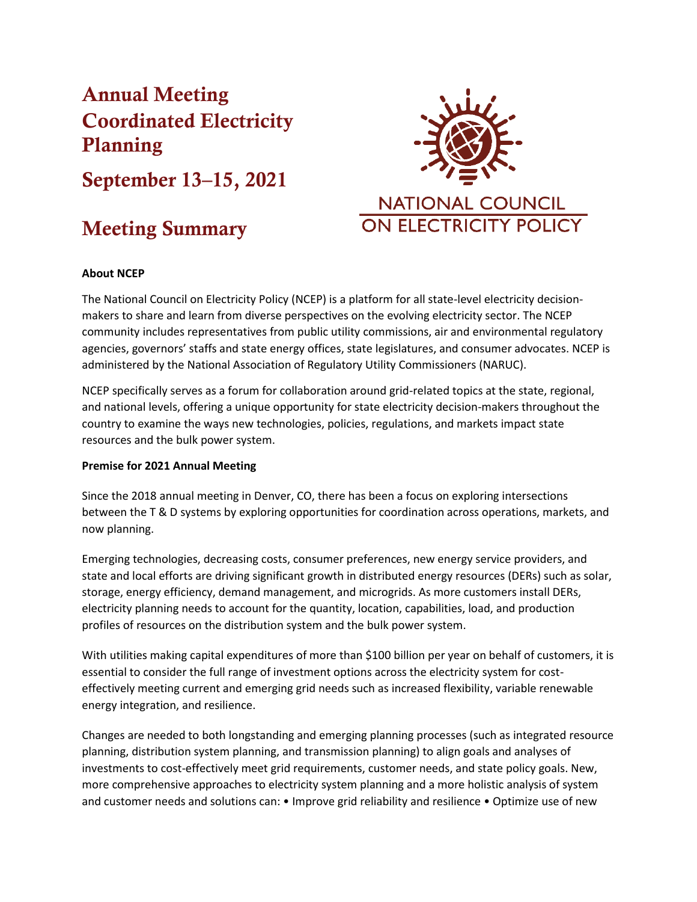# Annual Meeting Coordinated Electricity Planning

## September 13–15, 2021

# Meeting Summary

NATIONAL COUNCIL ON ELECTRICITY POLICY

**About NCEP**

The National Council on Electricity Policy (NCEP) is a platform for all state-level electricity decision-makers to share and learn from diverse perspectives on the evolving electricity sector. The NCEP community includes representatives from public utility commissions, air and environmental regulatory agencies, governors' staffs and state energy offices, state legislatures, and consumer advocates. NCEP is administered by the National Association of Regulatory Utility Commissioners (NARUC).

NCEP specifically serves as a forum for collaboration around grid-related topics at the state, regional, and national levels, offering a unique opportunity for state electricity decision-makers throughout the country to examine the ways new technologies, policies, regulations, and markets impact state resources and the bulk power system.

**Premise for 2021 Annual Meeting**

Since the 2018 annual meeting in Denver, CO, there has been a focus on exploring intersections between the T & D systems by exploring opportunities for coordination across operations, markets, and now planning.

Emerging technologies, decreasing costs, consumer preferences, new energy service providers, and state and local efforts are driving significant growth in distributed energy resources (DERs) such as solar, storage, energy efficiency, demand management, and microgrids. As more customers install DERs, electricity planning needs to account for the quantity, location, capabilities, load, and production profiles of resources on the distribution system and the bulk power system.

With utilities making capital expenditures of more than $100 billion per year on behalf of customers, it is essential to consider the full range of investment options across the electricity system for cost-effectively meeting current and emerging grid needs such as increased flexibility, variable renewable energy integration, and resilience.

Changes are needed to both longstanding and emerging planning processes (such as integrated resource planning, distribution system planning, and transmission planning) to align goals and analyses of investments to cost-effectively meet grid requirements, customer needs, and state policy goals. New, more comprehensive approaches to electricity system planning and a more holistic analysis of system and customer needs and solutions can: • Improve grid reliability and resilience • Optimize use of new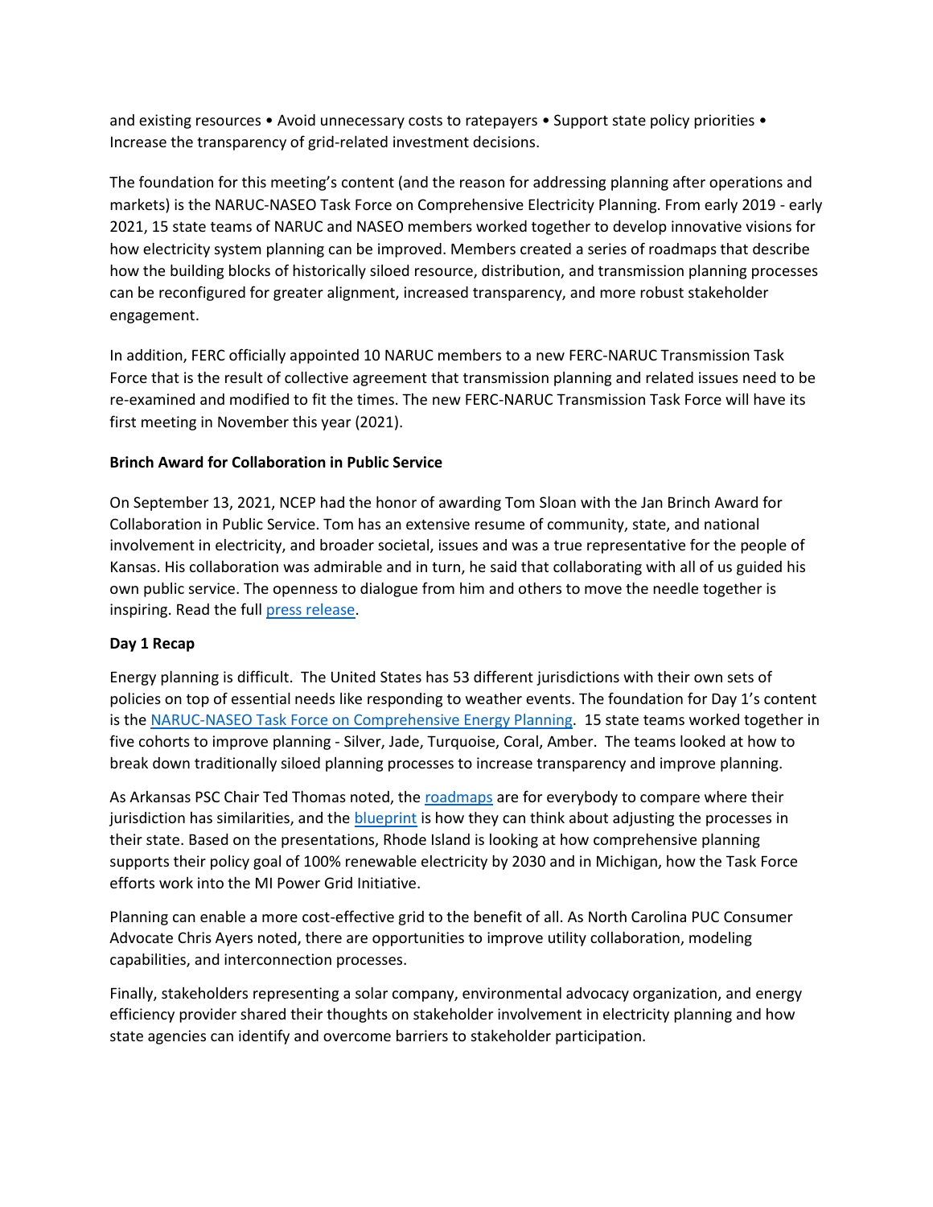and existing resources • Avoid unnecessary costs to ratepayers • Support state policy priorities • Increase the transparency of grid-related investment decisions.

The foundation for this meeting's content (and the reason for addressing planning after operations and markets) is the NARUC-NASEO Task Force on Comprehensive Electricity Planning. From early 2019 - early 2021, 15 state teams of NARUC and NASEO members worked together to develop innovative visions for how electricity system planning can be improved. Members created a series of roadmaps that describe how the building blocks of historically siloed resource, distribution, and transmission planning processes can be reconfigured for greater alignment, increased transparency, and more robust stakeholder engagement.

In addition, FERC officially appointed 10 NARUC members to a new FERC-NARUC Transmission Task Force that is the result of collective agreement that transmission planning and related issues need to be re-examined and modified to fit the times. The new FERC-NARUC Transmission Task Force will have its first meeting in November this year (2021).

**Brinch Award for Collaboration in Public Service**

On September 13, 2021, NCEP had the honor of awarding Tom Sloan with the Jan Brinch Award for Collaboration in Public Service. Tom has an extensive resume of community, state, and national involvement in electricity, and broader societal, issues and was a true representative for the people of Kansas. His collaboration was admirable and in turn, he said that collaborating with all of us guided his own public service. The openness to dialogue from him and others to move the needle together is inspiring. Read the full press release.

**Day 1 Recap**

Energy planning is difficult. The United States has 53 different jurisdictions with their own sets of policies on top of essential needs like responding to weather events. The foundation for Day 1's content is the NARUC-NASEO Task Force on Comprehensive Energy Planning. 15 state teams worked together in five cohorts to improve planning - Silver, Jade, Turquoise, Coral, Amber. The teams looked at how to break down traditionally siloed planning processes to increase transparency and improve planning.

As Arkansas PSC Chair Ted Thomas noted, the roadmaps are for everybody to compare where their jurisdiction has similarities, and the blueprint is how they can think about adjusting the processes in their state. Based on the presentations, Rhode Island is looking at how comprehensive planning supports their policy goal of 100% renewable electricity by 2030 and in Michigan, how the Task Force efforts work into the MI Power Grid Initiative.

Planning can enable a more cost-effective grid to the benefit of all. As North Carolina PUC Consumer Advocate Chris Ayers noted, there are opportunities to improve utility collaboration, modeling capabilities, and interconnection processes.

Finally, stakeholders representing a solar company, environmental advocacy organization, and energy efficiency provider shared their thoughts on stakeholder involvement in electricity planning and how state agencies can identify and overcome barriers to stakeholder participation.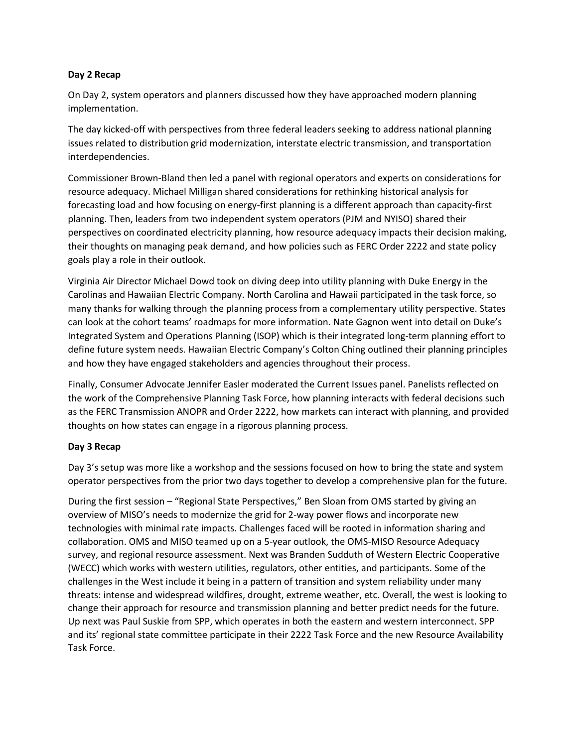**Day 2 Recap**

On Day 2, system operators and planners discussed how they have approached modern planning implementation.

The day kicked-off with perspectives from three federal leaders seeking to address national planning issues related to distribution grid modernization, interstate electric transmission, and transportation interdependencies.

Commissioner Brown-Bland then led a panel with regional operators and experts on considerations for resource adequacy. Michael Milligan shared considerations for rethinking historical analysis for forecasting load and how focusing on energy-first planning is a different approach than capacity-first planning. Then, leaders from two independent system operators (PJM and NYISO) shared their perspectives on coordinated electricity planning, how resource adequacy impacts their decision making, their thoughts on managing peak demand, and how policies such as FERC Order 2222 and state policy goals play a role in their outlook.

Virginia Air Director Michael Dowd took on diving deep into utility planning with Duke Energy in the Carolinas and Hawaiian Electric Company. North Carolina and Hawaii participated in the task force, so many thanks for walking through the planning process from a complementary utility perspective. States can look at the cohort teams' roadmaps for more information. Nate Gagnon went into detail on Duke's Integrated System and Operations Planning (ISOP) which is their integrated long-term planning effort to define future system needs. Hawaiian Electric Company's Colton Ching outlined their planning principles and how they have engaged stakeholders and agencies throughout their process.

Finally, Consumer Advocate Jennifer Easler moderated the Current Issues panel. Panelists reflected on the work of the Comprehensive Planning Task Force, how planning interacts with federal decisions such as the FERC Transmission ANOPR and Order 2222, how markets can interact with planning, and provided thoughts on how states can engage in a rigorous planning process.

**Day 3 Recap**

Day 3's setup was more like a workshop and the sessions focused on how to bring the state and system operator perspectives from the prior two days together to develop a comprehensive plan for the future.

During the first session – "Regional State Perspectives," Ben Sloan from OMS started by giving an overview of MISO's needs to modernize the grid for 2-way power flows and incorporate new technologies with minimal rate impacts. Challenges faced will be rooted in information sharing and collaboration. OMS and MISO teamed up on a 5-year outlook, the OMS-MISO Resource Adequacy survey, and regional resource assessment. Next was Branden Sudduth of Western Electric Cooperative (WECC) which works with western utilities, regulators, other entities, and participants. Some of the challenges in the West include it being in a pattern of transition and system reliability under many threats: intense and widespread wildfires, drought, extreme weather, etc. Overall, the west is looking to change their approach for resource and transmission planning and better predict needs for the future. Up next was Paul Suskie from SPP, which operates in both the eastern and western interconnect. SPP and its' regional state committee participate in their 2222 Task Force and the new Resource Availability Task Force.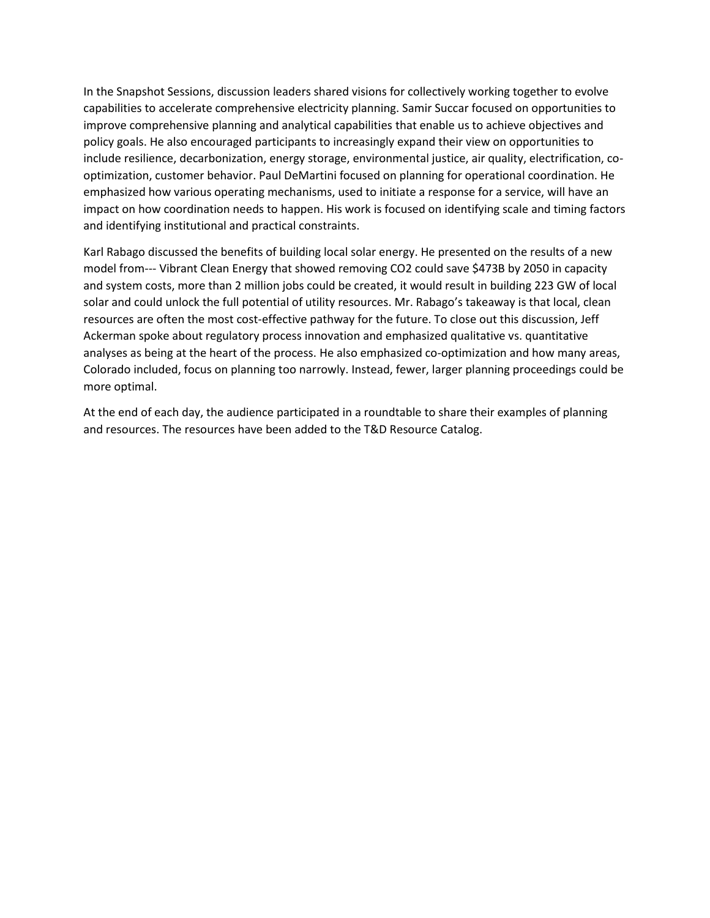In the Snapshot Sessions, discussion leaders shared visions for collectively working together to evolve capabilities to accelerate comprehensive electricity planning. Samir Succar focused on opportunities to improve comprehensive planning and analytical capabilities that enable us to achieve objectives and policy goals. He also encouraged participants to increasingly expand their view on opportunities to include resilience, decarbonization, energy storage, environmental justice, air quality, electrification, co-optimization, customer behavior. Paul DeMartini focused on planning for operational coordination. He emphasized how various operating mechanisms, used to initiate a response for a service, will have an impact on how coordination needs to happen. His work is focused on identifying scale and timing factors and identifying institutional and practical constraints.

Karl Rabago discussed the benefits of building local solar energy. He presented on the results of a new model from--- Vibrant Clean Energy that showed removing $CO_2$ could save $473B by 2050 in capacity and system costs, more than 2 million jobs could be created, it would result in building 223 GW of local solar and could unlock the full potential of utility resources. Mr. Rabago's takeaway is that local, clean resources are often the most cost-effective pathway for the future. To close out this discussion, Jeff Ackerman spoke about regulatory process innovation and emphasized qualitative vs. quantitative analyses as being at the heart of the process. He also emphasized co-optimization and how many areas, Colorado included, focus on planning too narrowly. Instead, fewer, larger planning proceedings could be more optimal.

At the end of each day, the audience participated in a roundtable to share their examples of planning and resources. The resources have been added to the T&D Resource Catalog.